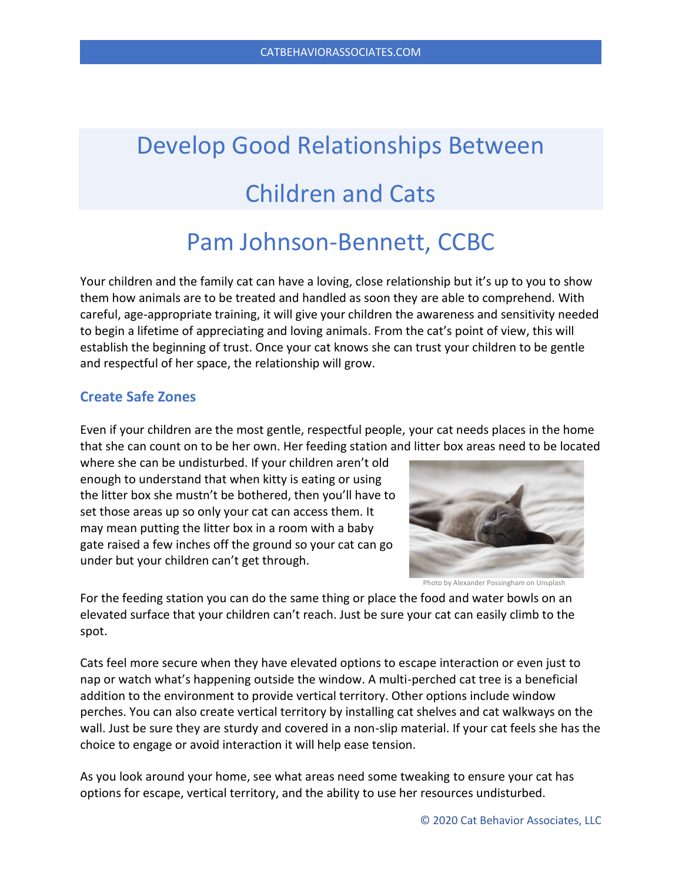# Develop Good Relationships Between Children and Cats

## Pam Johnson-Bennett, CCBC

Your children and the family cat can have a loving, close relationship but it's up to you to show them how animals are to be treated and handled as soon they are able to comprehend. With careful, age-appropriate training, it will give your children the awareness and sensitivity needed to begin a lifetime of appreciating and loving animals. From the cat's point of view, this will establish the beginning of trust. Once your cat knows she can trust your children to be gentle and respectful of her space, the relationship will grow.

### Create Safe Zones

Even if your children are the most gentle, respectful people, your cat needs places in the home that she can count on to be her own. Her feeding station and litter box areas need to be located where she can be undisturbed. If your children aren't old enough to understand that when kitty is eating or using the litter box she mustn't be bothered, then you'll have to set those areas up so only your cat can access them. It may mean putting the litter box in a room with a baby gate raised a few inches off the ground so your cat can go under but your children can't get through.

Photo by Alexander Possingham on Unsplash

For the feeding station you can do the same thing or place the food and water bowls on an elevated surface that your children can't reach. Just be sure your cat can easily climb to the spot.

Cats feel more secure when they have elevated options to escape interaction or even just to nap or watch what's happening outside the window. A multi-perched cat tree is a beneficial addition to the environment to provide vertical territory. Other options include window perches. You can also create vertical territory by installing cat shelves and cat walkways on the wall. Just be sure they are sturdy and covered in a non-slip material. If your cat feels she has the choice to engage or avoid interaction it will help ease tension.

As you look around your home, see what areas need some tweaking to ensure your cat has options for escape, vertical territory, and the ability to use her resources undisturbed.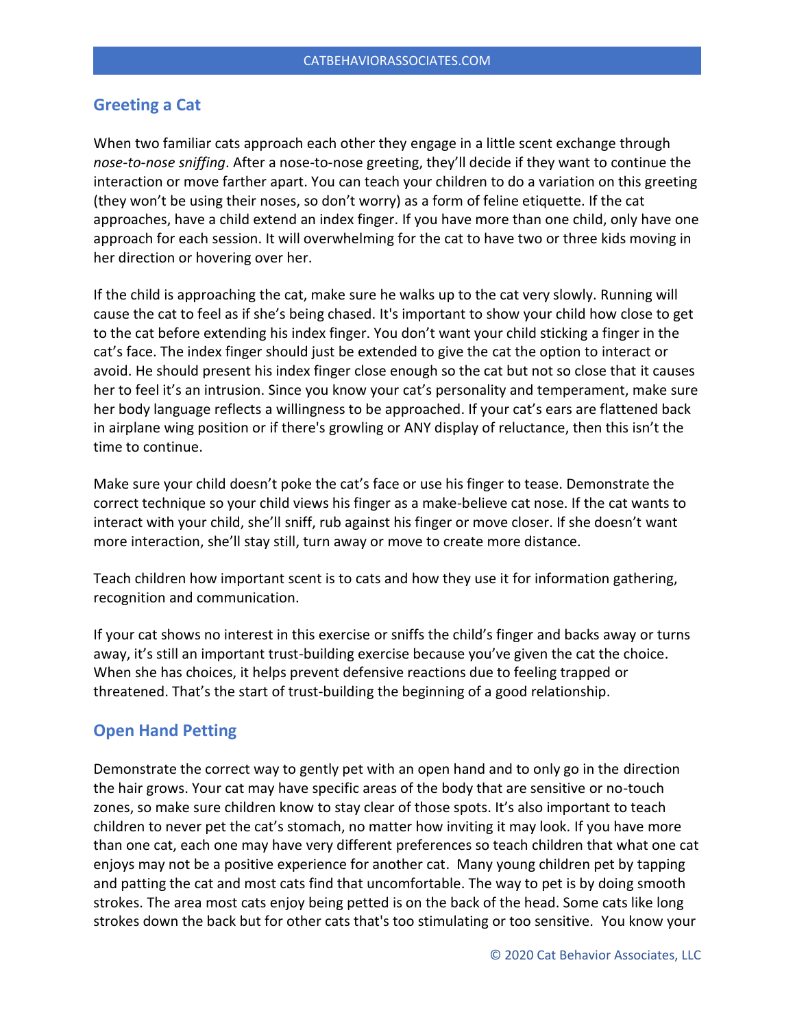## Greeting a Cat

When two familiar cats approach each other they engage in a little scent exchange through *nose-to-nose sniffing*. After a nose-to-nose greeting, they'll decide if they want to continue the interaction or move farther apart. You can teach your children to do a variation on this greeting (they won't be using their noses, so don't worry) as a form of feline etiquette. If the cat approaches, have a child extend an index finger. If you have more than one child, only have one approach for each session. It will overwhelming for the cat to have two or three kids moving in her direction or hovering over her.

If the child is approaching the cat, make sure he walks up to the cat very slowly. Running will cause the cat to feel as if she's being chased. It's important to show your child how close to get to the cat before extending his index finger. You don't want your child sticking a finger in the cat's face. The index finger should just be extended to give the cat the option to interact or avoid. He should present his index finger close enough so the cat but not so close that it causes her to feel it's an intrusion. Since you know your cat's personality and temperament, make sure her body language reflects a willingness to be approached. If your cat's ears are flattened back in airplane wing position or if there's growling or ANY display of reluctance, then this isn't the time to continue.

Make sure your child doesn't poke the cat's face or use his finger to tease. Demonstrate the correct technique so your child views his finger as a make-believe cat nose. If the cat wants to interact with your child, she'll sniff, rub against his finger or move closer. If she doesn't want more interaction, she'll stay still, turn away or move to create more distance.

Teach children how important scent is to cats and how they use it for information gathering, recognition and communication.

If your cat shows no interest in this exercise or sniffs the child's finger and backs away or turns away, it's still an important trust-building exercise because you've given the cat the choice. When she has choices, it helps prevent defensive reactions due to feeling trapped or threatened. That's the start of trust-building the beginning of a good relationship.

## Open Hand Petting

Demonstrate the correct way to gently pet with an open hand and to only go in the direction the hair grows. Your cat may have specific areas of the body that are sensitive or no-touch zones, so make sure children know to stay clear of those spots. It's also important to teach children to never pet the cat's stomach, no matter how inviting it may look. If you have more than one cat, each one may have very different preferences so teach children that what one cat enjoys may not be a positive experience for another cat. Many young children pet by tapping and patting the cat and most cats find that uncomfortable. The way to pet is by doing smooth strokes. The area most cats enjoy being petted is on the back of the head. Some cats like long strokes down the back but for other cats that's too stimulating or too sensitive. You know your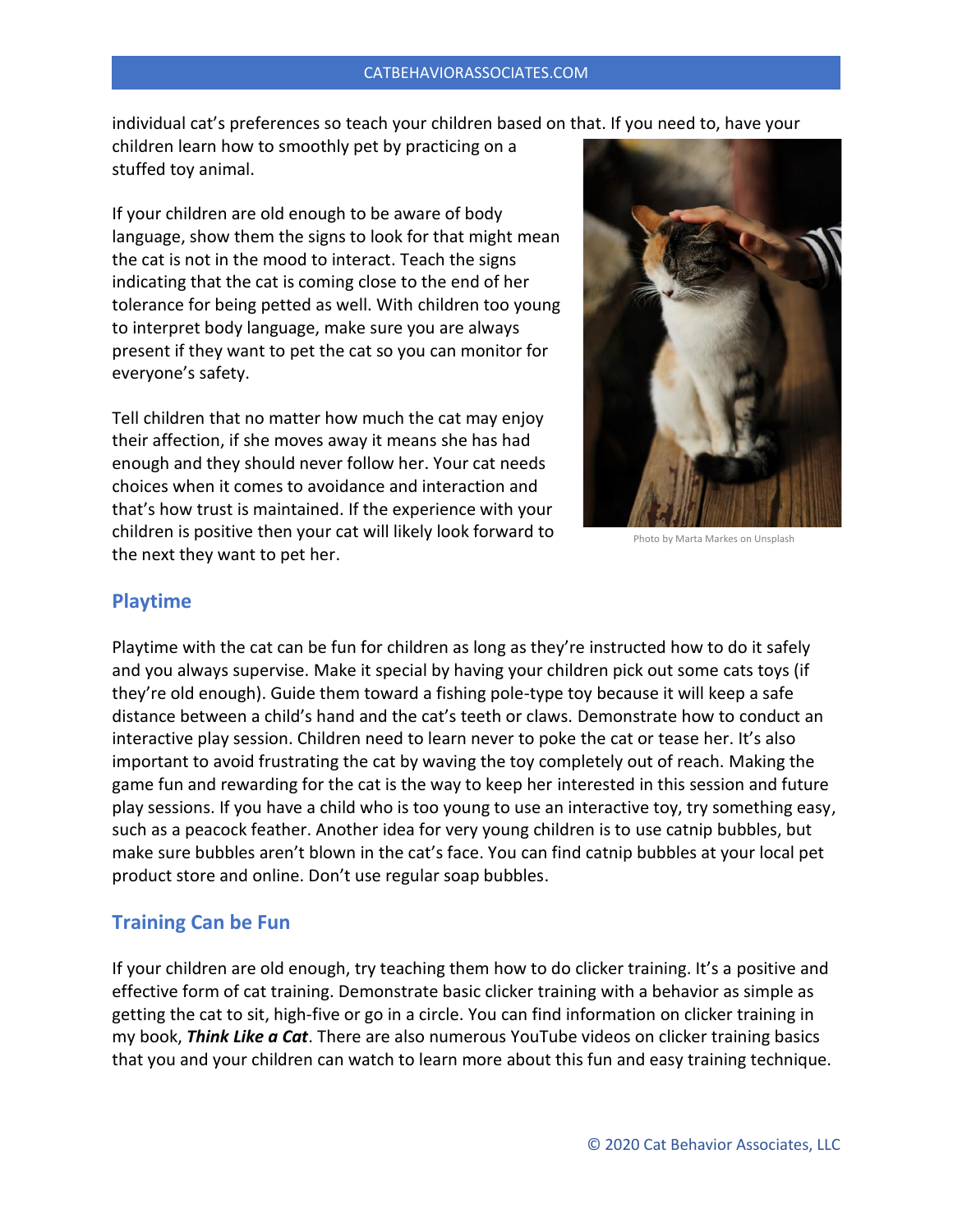individual cat's preferences so teach your children based on that. If you need to, have your children learn how to smoothly pet by practicing on a stuffed toy animal.

If your children are old enough to be aware of body language, show them the signs to look for that might mean the cat is not in the mood to interact. Teach the signs indicating that the cat is coming close to the end of her tolerance for being petted as well. With children too young to interpret body language, make sure you are always present if they want to pet the cat so you can monitor for everyone's safety.

Tell children that no matter how much the cat may enjoy their affection, if she moves away it means she has had enough and they should never follow her. Your cat needs choices when it comes to avoidance and interaction and that's how trust is maintained. If the experience with your children is positive then your cat will likely look forward to the next they want to pet her.

Photo by Marta Markes on Unsplash

## Playtime

Playtime with the cat can be fun for children as long as they're instructed how to do it safely and you always supervise. Make it special by having your children pick out some cats toys (if they're old enough). Guide them toward a fishing pole-type toy because it will keep a safe distance between a child's hand and the cat's teeth or claws. Demonstrate how to conduct an interactive play session. Children need to learn never to poke the cat or tease her. It's also important to avoid frustrating the cat by waving the toy completely out of reach. Making the game fun and rewarding for the cat is the way to keep her interested in this session and future play sessions. If you have a child who is too young to use an interactive toy, try something easy, such as a peacock feather. Another idea for very young children is to use catnip bubbles, but make sure bubbles aren't blown in the cat's face. You can find catnip bubbles at your local pet product store and online. Don't use regular soap bubbles.

## Training Can be Fun

If your children are old enough, try teaching them how to do clicker training. It's a positive and effective form of cat training. Demonstrate basic clicker training with a behavior as simple as getting the cat to sit, high-five or go in a circle. You can find information on clicker training in my book, ***Think Like a Cat***. There are also numerous YouTube videos on clicker training basics that you and your children can watch to learn more about this fun and easy training technique.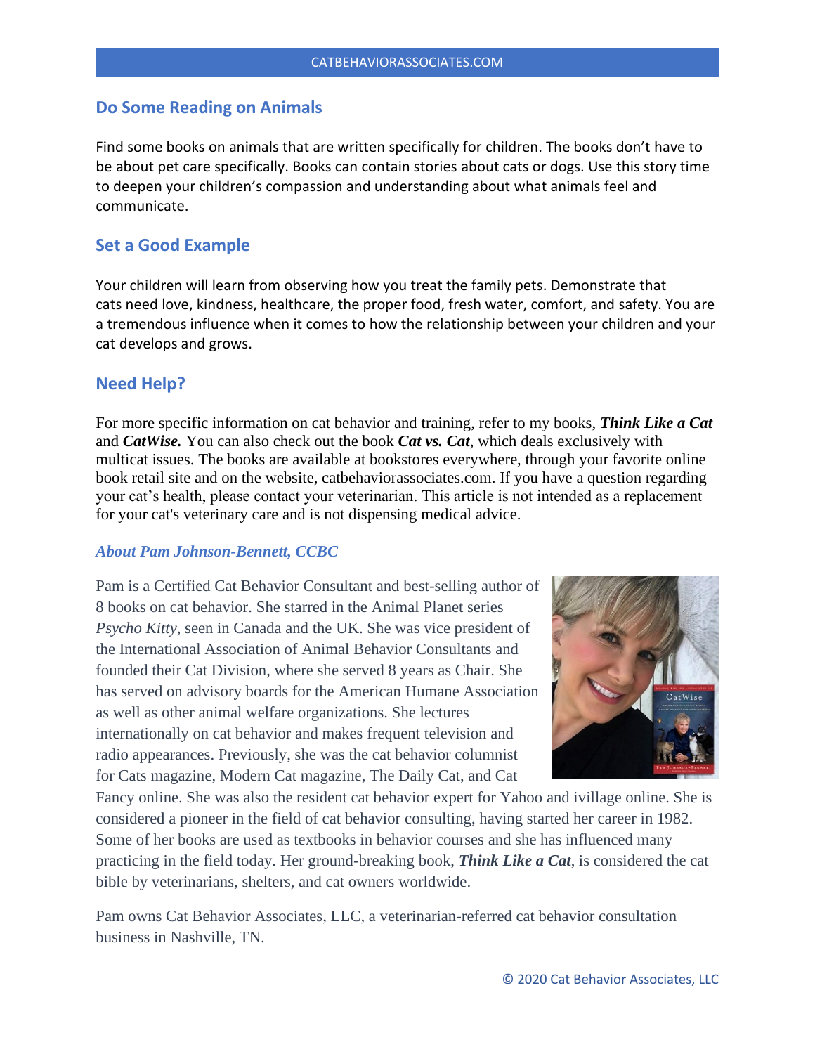## Do Some Reading on Animals

Find some books on animals that are written specifically for children. The books don't have to be about pet care specifically. Books can contain stories about cats or dogs. Use this story time to deepen your children's compassion and understanding about what animals feel and communicate.

## Set a Good Example

Your children will learn from observing how you treat the family pets. Demonstrate that cats need love, kindness, healthcare, the proper food, fresh water, comfort, and safety. You are a tremendous influence when it comes to how the relationship between your children and your cat develops and grows.

## Need Help?

For more specific information on cat behavior and training, refer to my books, ***Think Like a Cat*** and ***CatWise.*** You can also check out the book ***Cat vs. Cat***, which deals exclusively with multicat issues. The books are available at bookstores everywhere, through your favorite online book retail site and on the website, catbehaviorassociates.com. If you have a question regarding your cat's health, please contact your veterinarian. This article is not intended as a replacement for your cat's veterinary care and is not dispensing medical advice.

### *About Pam Johnson-Bennett, CCBC*

Pam is a Certified Cat Behavior Consultant and best-selling author of 8 books on cat behavior. She starred in the Animal Planet series *Psycho Kitty*, seen in Canada and the UK. She was vice president of the International Association of Animal Behavior Consultants and founded their Cat Division, where she served 8 years as Chair. She has served on advisory boards for the American Humane Association as well as other animal welfare organizations. She lectures internationally on cat behavior and makes frequent television and radio appearances. Previously, she was the cat behavior columnist for Cats magazine, Modern Cat magazine, The Daily Cat, and Cat Fancy online. She was also the resident cat behavior expert for Yahoo and ivillage online. She is considered a pioneer in the field of cat behavior consulting, having started her career in 1982. Some of her books are used as textbooks in behavior courses and she has influenced many practicing in the field today. Her ground-breaking book, ***Think Like a Cat***, is considered the cat bible by veterinarians, shelters, and cat owners worldwide.

Pam owns Cat Behavior Associates, LLC, a veterinarian-referred cat behavior consultation business in Nashville, TN.

© 2020 Cat Behavior Associates, LLC